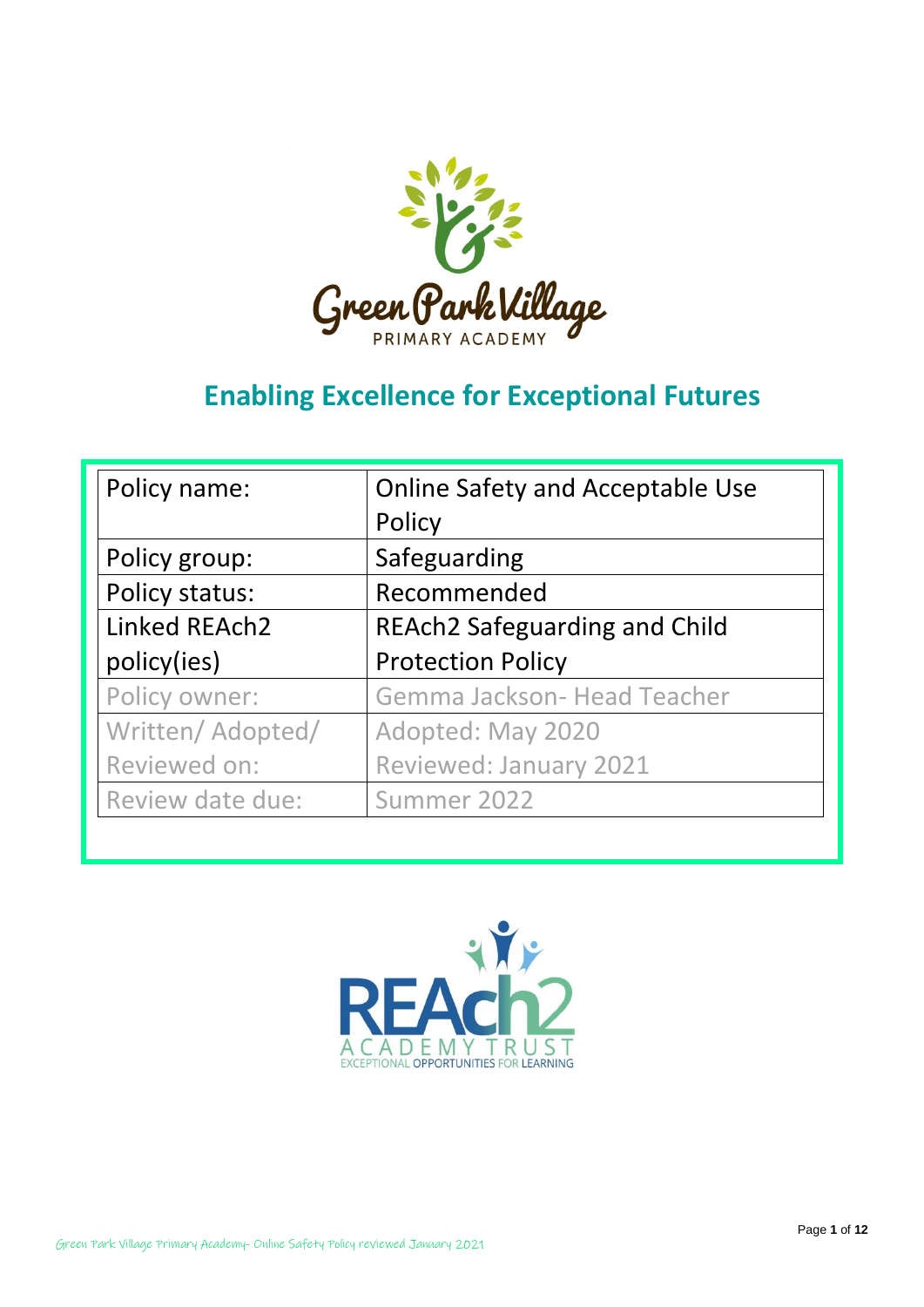Green Park Village

PRIMARY ACADEMY

## Enabling Excellence for Exceptional Futures

| Policy name: | Online Safety and Acceptable Use Policy |
|---|---|
| Policy group: | Safeguarding |
| Policy status: | Recommended |
| Linked REAch2 policy(ies) | REAch2 Safeguarding and Child Protection Policy |
| Policy owner: | Gemma Jackson- Head Teacher |
| Written/ Adopted/ Reviewed on: | Adopted: May 2020<br>Reviewed: January 2021 |
| Review date due: | Summer 2022 |

REAch2

ACADEMY TRUST

EXCEPTIONAL OPPORTUNITIES FOR LEARNING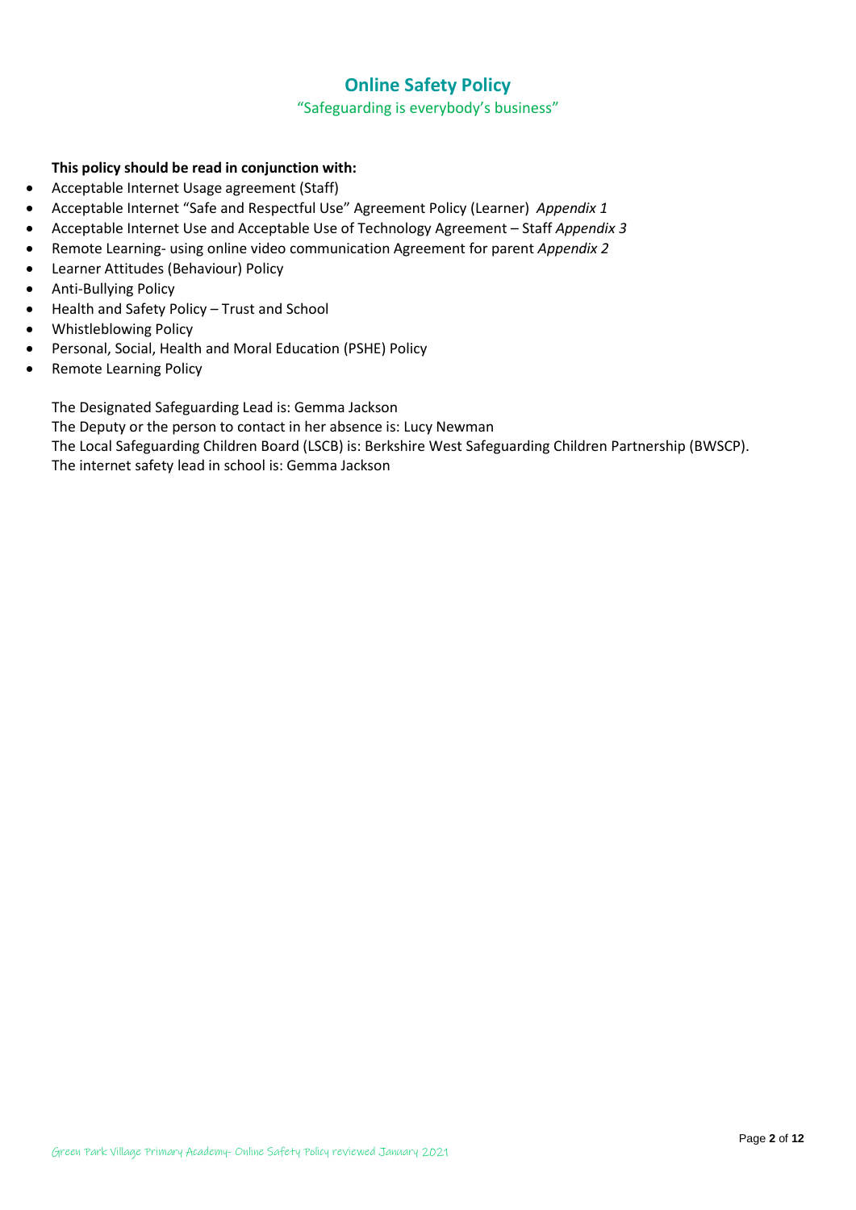# Online Safety Policy

"Safeguarding is everybody's business"

**This policy should be read in conjunction with:**

- Acceptable Internet Usage agreement (Staff)
- Acceptable Internet "Safe and Respectful Use" Agreement Policy (Learner) *Appendix 1*
- Acceptable Internet Use and Acceptable Use of Technology Agreement – Staff *Appendix 3*
- Remote Learning- using online video communication Agreement for parent *Appendix 2*
- Learner Attitudes (Behaviour) Policy
- Anti-Bullying Policy
- Health and Safety Policy – Trust and School
- Whistleblowing Policy
- Personal, Social, Health and Moral Education (PSHE) Policy
- Remote Learning Policy

The Designated Safeguarding Lead is: Gemma Jackson
The Deputy or the person to contact in her absence is: Lucy Newman
The Local Safeguarding Children Board (LSCB) is: Berkshire West Safeguarding Children Partnership (BWSCP).
The internet safety lead in school is: Gemma Jackson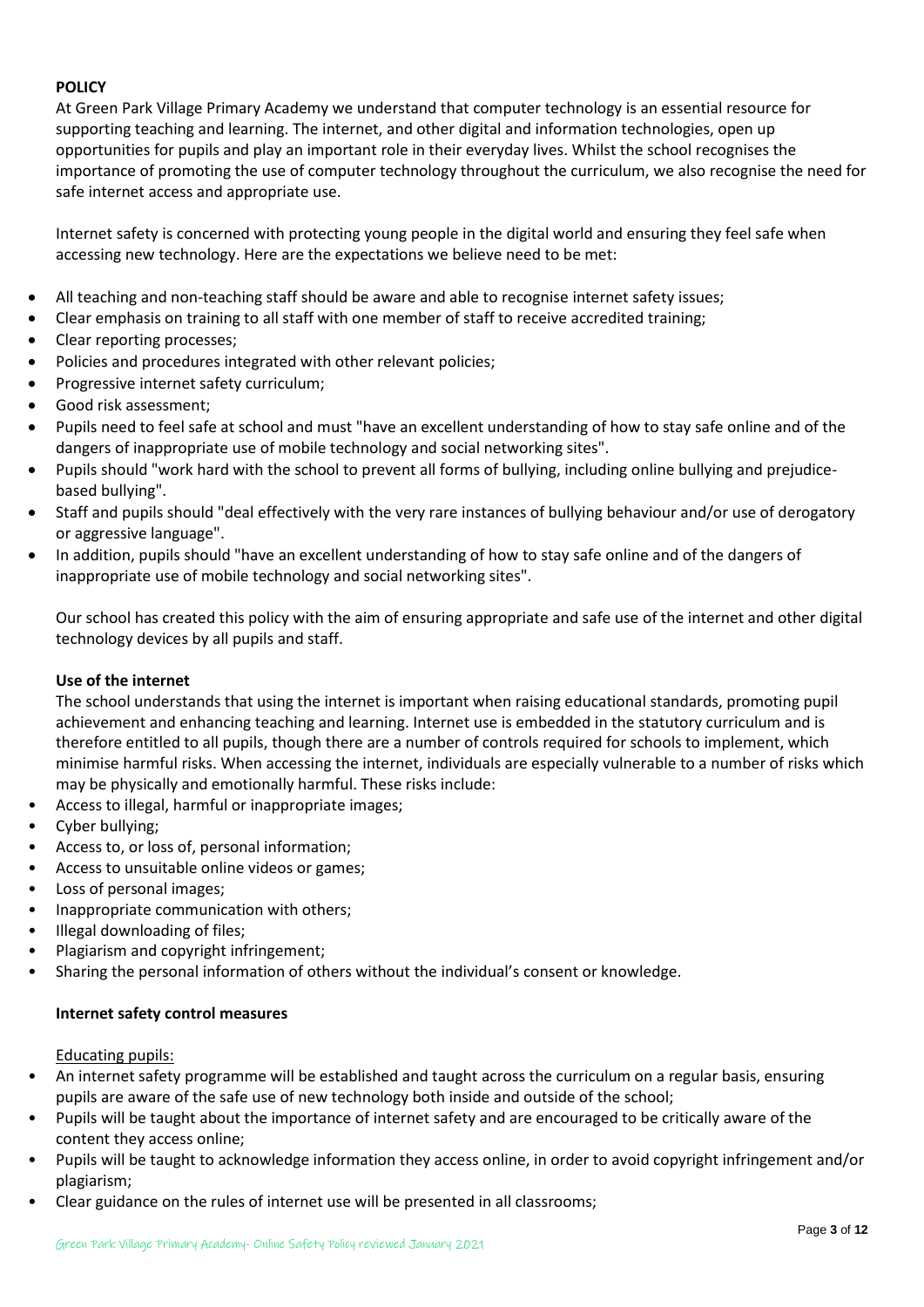**POLICY**

At Green Park Village Primary Academy we understand that computer technology is an essential resource for supporting teaching and learning. The internet, and other digital and information technologies, open up opportunities for pupils and play an important role in their everyday lives. Whilst the school recognises the importance of promoting the use of computer technology throughout the curriculum, we also recognise the need for safe internet access and appropriate use.

Internet safety is concerned with protecting young people in the digital world and ensuring they feel safe when accessing new technology. Here are the expectations we believe need to be met:

- All teaching and non-teaching staff should be aware and able to recognise internet safety issues;
- Clear emphasis on training to all staff with one member of staff to receive accredited training;
- Clear reporting processes;
- Policies and procedures integrated with other relevant policies;
- Progressive internet safety curriculum;
- Good risk assessment;
- Pupils need to feel safe at school and must "have an excellent understanding of how to stay safe online and of the dangers of inappropriate use of mobile technology and social networking sites".
- Pupils should "work hard with the school to prevent all forms of bullying, including online bullying and prejudice-based bullying".
- Staff and pupils should "deal effectively with the very rare instances of bullying behaviour and/or use of derogatory or aggressive language".
- In addition, pupils should "have an excellent understanding of how to stay safe online and of the dangers of inappropriate use of mobile technology and social networking sites".

Our school has created this policy with the aim of ensuring appropriate and safe use of the internet and other digital technology devices by all pupils and staff.

**Use of the internet**

The school understands that using the internet is important when raising educational standards, promoting pupil achievement and enhancing teaching and learning. Internet use is embedded in the statutory curriculum and is therefore entitled to all pupils, though there are a number of controls required for schools to implement, which minimise harmful risks. When accessing the internet, individuals are especially vulnerable to a number of risks which may be physically and emotionally harmful. These risks include:

- Access to illegal, harmful or inappropriate images;
- Cyber bullying;
- Access to, or loss of, personal information;
- Access to unsuitable online videos or games;
- Loss of personal images;
- Inappropriate communication with others;
- Illegal downloading of files;
- Plagiarism and copyright infringement;
- Sharing the personal information of others without the individual's consent or knowledge.

**Internet safety control measures**

Educating pupils:

- An internet safety programme will be established and taught across the curriculum on a regular basis, ensuring pupils are aware of the safe use of new technology both inside and outside of the school;
- Pupils will be taught about the importance of internet safety and are encouraged to be critically aware of the content they access online;
- Pupils will be taught to acknowledge information they access online, in order to avoid copyright infringement and/or plagiarism;
- Clear guidance on the rules of internet use will be presented in all classrooms;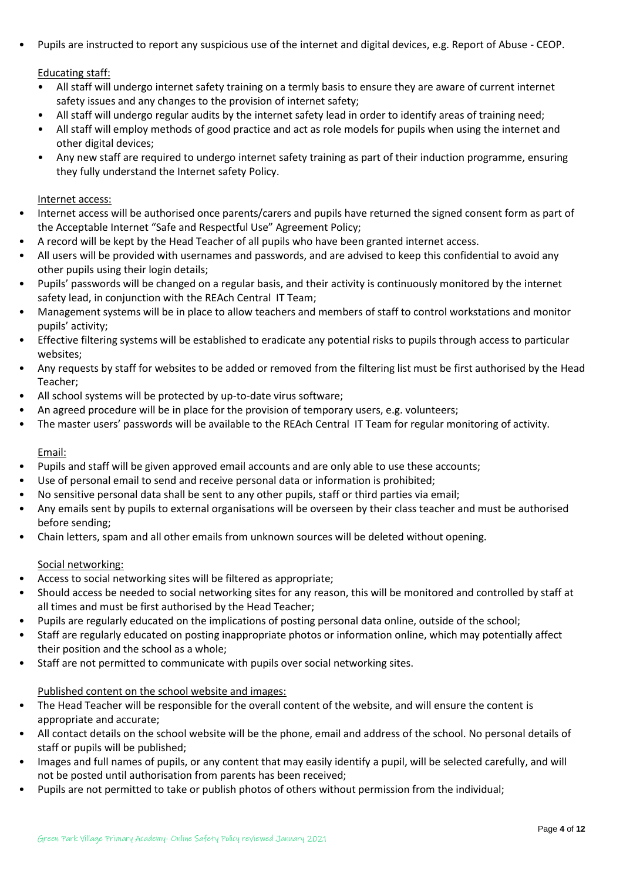- Pupils are instructed to report any suspicious use of the internet and digital devices, e.g. Report of Abuse - CEOP.

Educating staff:

- All staff will undergo internet safety training on a termly basis to ensure they are aware of current internet safety issues and any changes to the provision of internet safety;
- All staff will undergo regular audits by the internet safety lead in order to identify areas of training need;
- All staff will employ methods of good practice and act as role models for pupils when using the internet and other digital devices;
- Any new staff are required to undergo internet safety training as part of their induction programme, ensuring they fully understand the Internet safety Policy.

Internet access:

- Internet access will be authorised once parents/carers and pupils have returned the signed consent form as part of the Acceptable Internet "Safe and Respectful Use" Agreement Policy;
- A record will be kept by the Head Teacher of all pupils who have been granted internet access.
- All users will be provided with usernames and passwords, and are advised to keep this confidential to avoid any other pupils using their login details;
- Pupils' passwords will be changed on a regular basis, and their activity is continuously monitored by the internet safety lead, in conjunction with the REAch Central IT Team;
- Management systems will be in place to allow teachers and members of staff to control workstations and monitor pupils' activity;
- Effective filtering systems will be established to eradicate any potential risks to pupils through access to particular websites;
- Any requests by staff for websites to be added or removed from the filtering list must be first authorised by the Head Teacher;
- All school systems will be protected by up-to-date virus software;
- An agreed procedure will be in place for the provision of temporary users, e.g. volunteers;
- The master users' passwords will be available to the REAch Central IT Team for regular monitoring of activity.

Email:

- Pupils and staff will be given approved email accounts and are only able to use these accounts;
- Use of personal email to send and receive personal data or information is prohibited;
- No sensitive personal data shall be sent to any other pupils, staff or third parties via email;
- Any emails sent by pupils to external organisations will be overseen by their class teacher and must be authorised before sending;
- Chain letters, spam and all other emails from unknown sources will be deleted without opening.

Social networking:

- Access to social networking sites will be filtered as appropriate;
- Should access be needed to social networking sites for any reason, this will be monitored and controlled by staff at all times and must be first authorised by the Head Teacher;
- Pupils are regularly educated on the implications of posting personal data online, outside of the school;
- Staff are regularly educated on posting inappropriate photos or information online, which may potentially affect their position and the school as a whole;
- Staff are not permitted to communicate with pupils over social networking sites.

Published content on the school website and images:

- The Head Teacher will be responsible for the overall content of the website, and will ensure the content is appropriate and accurate;
- All contact details on the school website will be the phone, email and address of the school. No personal details of staff or pupils will be published;
- Images and full names of pupils, or any content that may easily identify a pupil, will be selected carefully, and will not be posted until authorisation from parents has been received;
- Pupils are not permitted to take or publish photos of others without permission from the individual;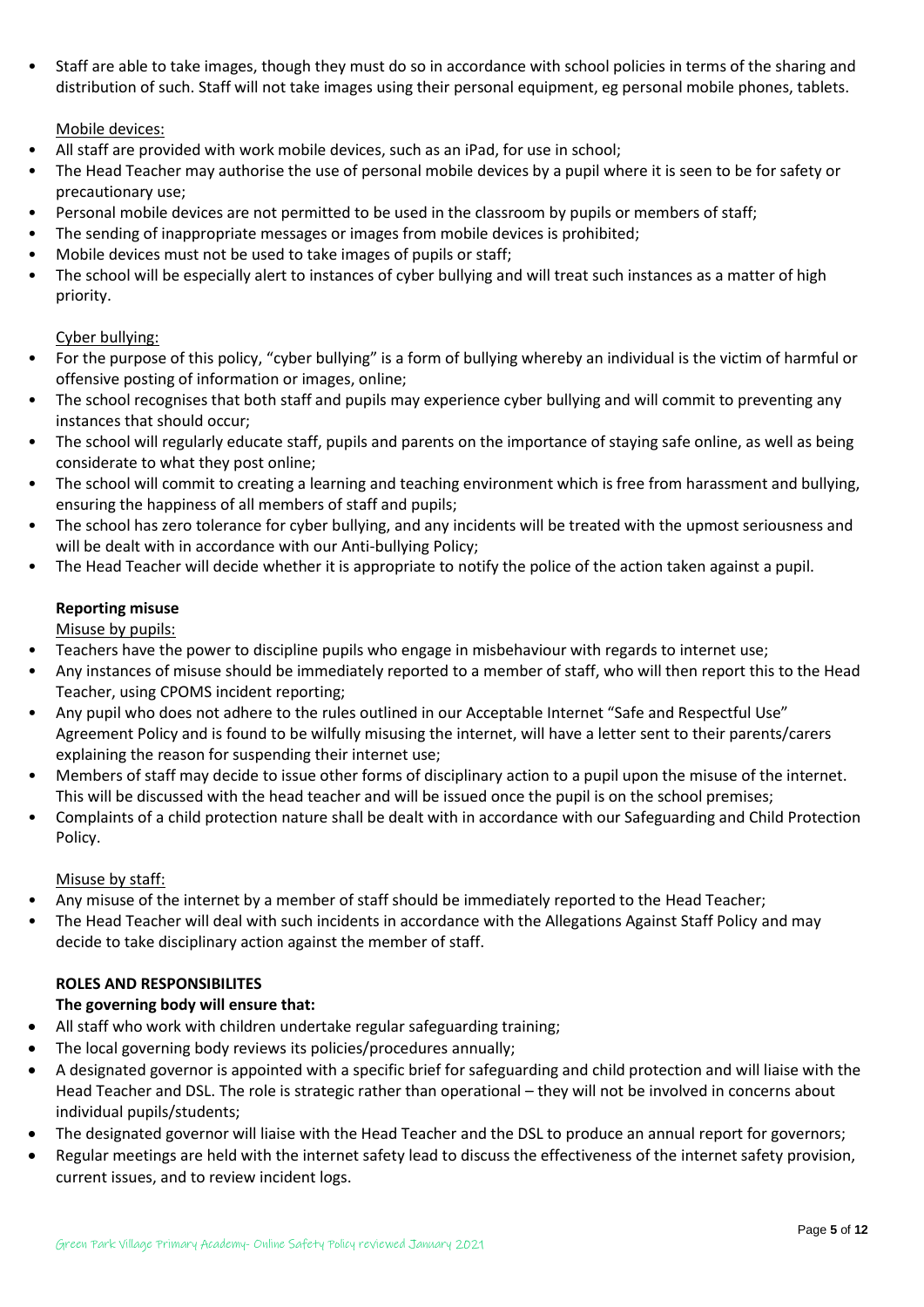- Staff are able to take images, though they must do so in accordance with school policies in terms of the sharing and distribution of such. Staff will not take images using their personal equipment, eg personal mobile phones, tablets.

Mobile devices:

- All staff are provided with work mobile devices, such as an iPad, for use in school;
- The Head Teacher may authorise the use of personal mobile devices by a pupil where it is seen to be for safety or precautionary use;
- Personal mobile devices are not permitted to be used in the classroom by pupils or members of staff;
- The sending of inappropriate messages or images from mobile devices is prohibited;
- Mobile devices must not be used to take images of pupils or staff;
- The school will be especially alert to instances of cyber bullying and will treat such instances as a matter of high priority.

Cyber bullying:

- For the purpose of this policy, "cyber bullying" is a form of bullying whereby an individual is the victim of harmful or offensive posting of information or images, online;
- The school recognises that both staff and pupils may experience cyber bullying and will commit to preventing any instances that should occur;
- The school will regularly educate staff, pupils and parents on the importance of staying safe online, as well as being considerate to what they post online;
- The school will commit to creating a learning and teaching environment which is free from harassment and bullying, ensuring the happiness of all members of staff and pupils;
- The school has zero tolerance for cyber bullying, and any incidents will be treated with the upmost seriousness and will be dealt with in accordance with our Anti-bullying Policy;
- The Head Teacher will decide whether it is appropriate to notify the police of the action taken against a pupil.

**Reporting misuse**

Misuse by pupils:

- Teachers have the power to discipline pupils who engage in misbehaviour with regards to internet use;
- Any instances of misuse should be immediately reported to a member of staff, who will then report this to the Head Teacher, using CPOMS incident reporting;
- Any pupil who does not adhere to the rules outlined in our Acceptable Internet "Safe and Respectful Use" Agreement Policy and is found to be wilfully misusing the internet, will have a letter sent to their parents/carers explaining the reason for suspending their internet use;
- Members of staff may decide to issue other forms of disciplinary action to a pupil upon the misuse of the internet. This will be discussed with the head teacher and will be issued once the pupil is on the school premises;
- Complaints of a child protection nature shall be dealt with in accordance with our Safeguarding and Child Protection Policy.

Misuse by staff:

- Any misuse of the internet by a member of staff should be immediately reported to the Head Teacher;
- The Head Teacher will deal with such incidents in accordance with the Allegations Against Staff Policy and may decide to take disciplinary action against the member of staff.

**ROLES AND RESPONSIBILITES**

**The governing body will ensure that:**

- All staff who work with children undertake regular safeguarding training;
- The local governing body reviews its policies/procedures annually;
- A designated governor is appointed with a specific brief for safeguarding and child protection and will liaise with the Head Teacher and DSL. The role is strategic rather than operational – they will not be involved in concerns about individual pupils/students;
- The designated governor will liaise with the Head Teacher and the DSL to produce an annual report for governors;
- Regular meetings are held with the internet safety lead to discuss the effectiveness of the internet safety provision, current issues, and to review incident logs.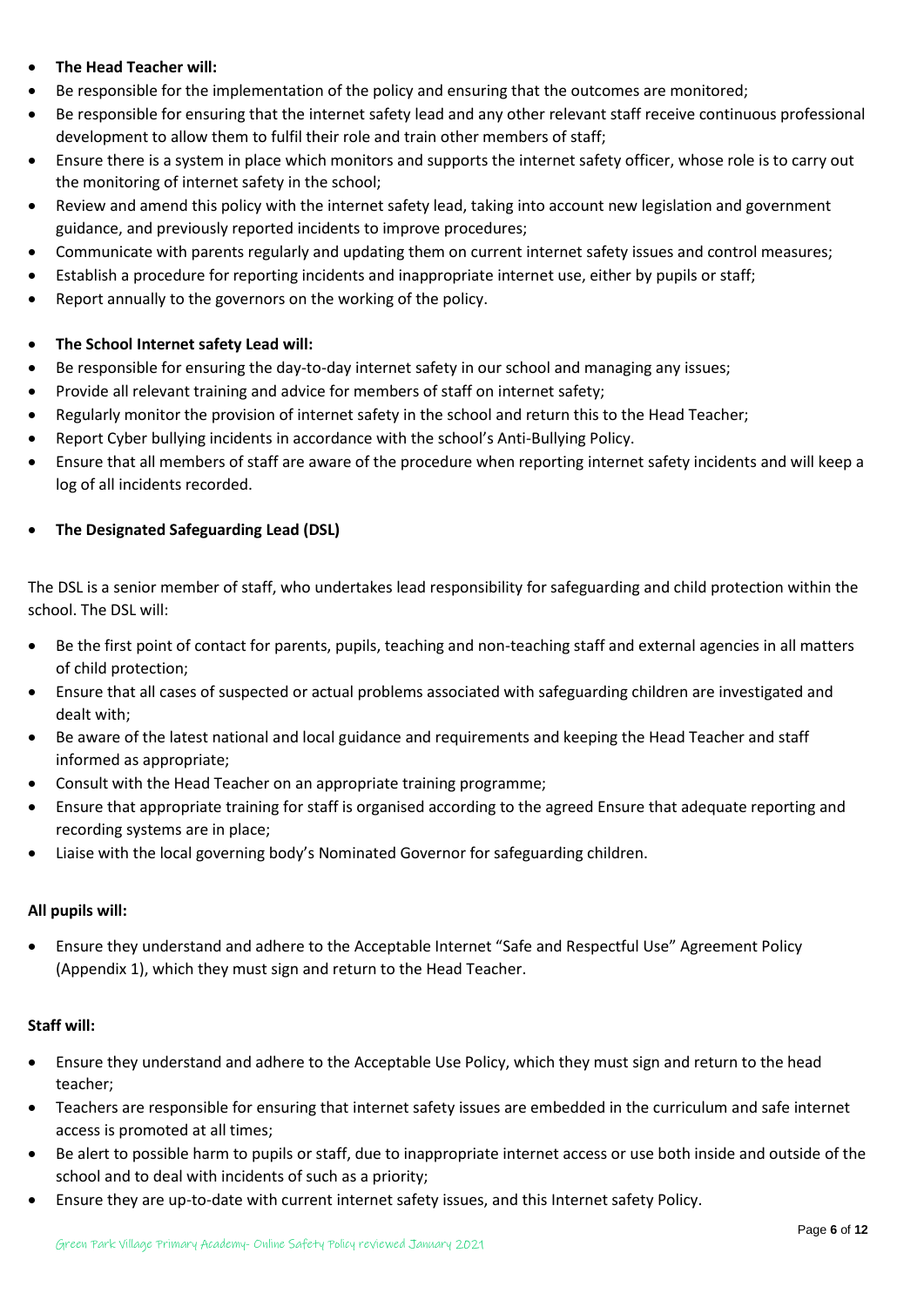- **The Head Teacher will:**
- Be responsible for the implementation of the policy and ensuring that the outcomes are monitored;
- Be responsible for ensuring that the internet safety lead and any other relevant staff receive continuous professional development to allow them to fulfil their role and train other members of staff;
- Ensure there is a system in place which monitors and supports the internet safety officer, whose role is to carry out the monitoring of internet safety in the school;
- Review and amend this policy with the internet safety lead, taking into account new legislation and government guidance, and previously reported incidents to improve procedures;
- Communicate with parents regularly and updating them on current internet safety issues and control measures;
- Establish a procedure for reporting incidents and inappropriate internet use, either by pupils or staff;
- Report annually to the governors on the working of the policy.

- **The School Internet safety Lead will:**
- Be responsible for ensuring the day-to-day internet safety in our school and managing any issues;
- Provide all relevant training and advice for members of staff on internet safety;
- Regularly monitor the provision of internet safety in the school and return this to the Head Teacher;
- Report Cyber bullying incidents in accordance with the school's Anti-Bullying Policy.
- Ensure that all members of staff are aware of the procedure when reporting internet safety incidents and will keep a log of all incidents recorded.

- **The Designated Safeguarding Lead (DSL)**

The DSL is a senior member of staff, who undertakes lead responsibility for safeguarding and child protection within the school. The DSL will:

- Be the first point of contact for parents, pupils, teaching and non-teaching staff and external agencies in all matters of child protection;
- Ensure that all cases of suspected or actual problems associated with safeguarding children are investigated and dealt with;
- Be aware of the latest national and local guidance and requirements and keeping the Head Teacher and staff informed as appropriate;
- Consult with the Head Teacher on an appropriate training programme;
- Ensure that appropriate training for staff is organised according to the agreed Ensure that adequate reporting and recording systems are in place;
- Liaise with the local governing body's Nominated Governor for safeguarding children.

**All pupils will:**

- Ensure they understand and adhere to the Acceptable Internet "Safe and Respectful Use" Agreement Policy (Appendix 1), which they must sign and return to the Head Teacher.

**Staff will:**

- Ensure they understand and adhere to the Acceptable Use Policy, which they must sign and return to the head teacher;
- Teachers are responsible for ensuring that internet safety issues are embedded in the curriculum and safe internet access is promoted at all times;
- Be alert to possible harm to pupils or staff, due to inappropriate internet access or use both inside and outside of the school and to deal with incidents of such as a priority;
- Ensure they are up-to-date with current internet safety issues, and this Internet safety Policy.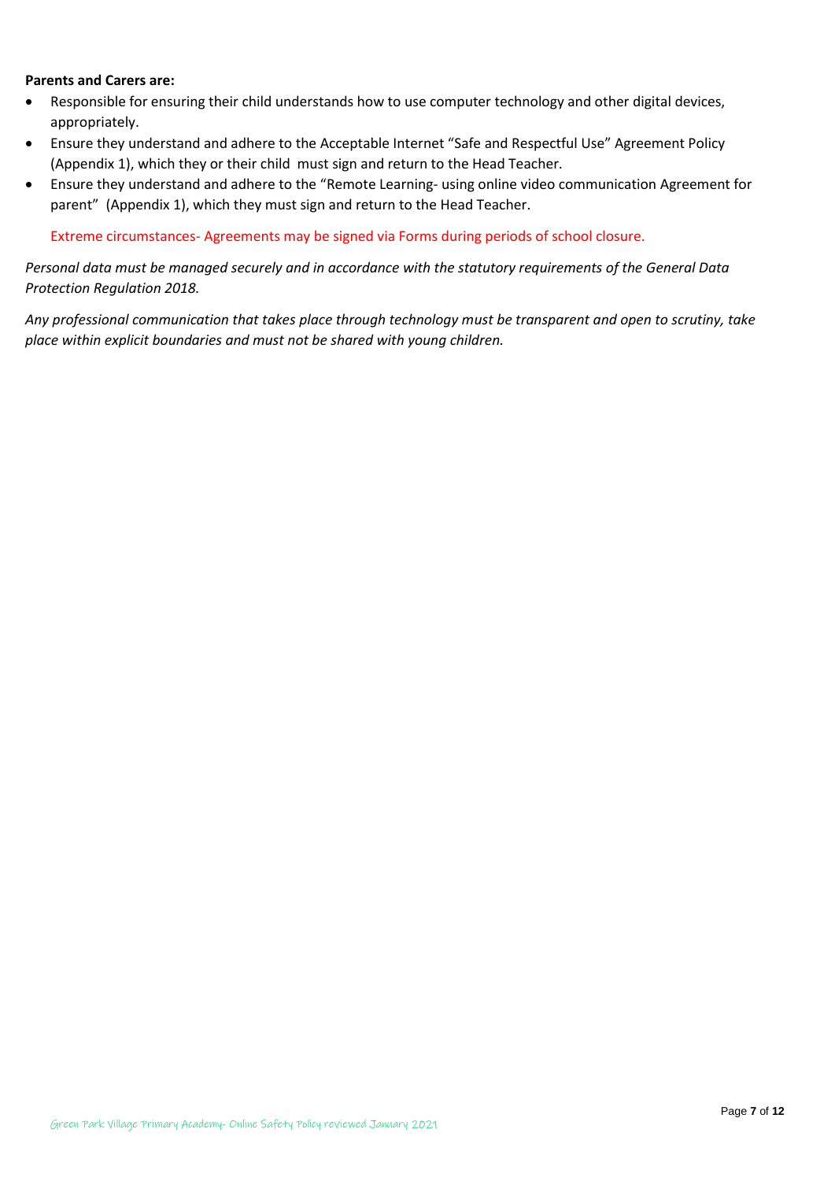**Parents and Carers are:**

- Responsible for ensuring their child understands how to use computer technology and other digital devices, appropriately.
- Ensure they understand and adhere to the Acceptable Internet "Safe and Respectful Use" Agreement Policy (Appendix 1), which they or their child must sign and return to the Head Teacher.
- Ensure they understand and adhere to the "Remote Learning- using online video communication Agreement for parent" (Appendix 1), which they must sign and return to the Head Teacher.

  Extreme circumstances- Agreements may be signed via Forms during periods of school closure.

*Personal data must be managed securely and in accordance with the statutory requirements of the General Data Protection Regulation 2018.*

*Any professional communication that takes place through technology must be transparent and open to scrutiny, take place within explicit boundaries and must not be shared with young children.*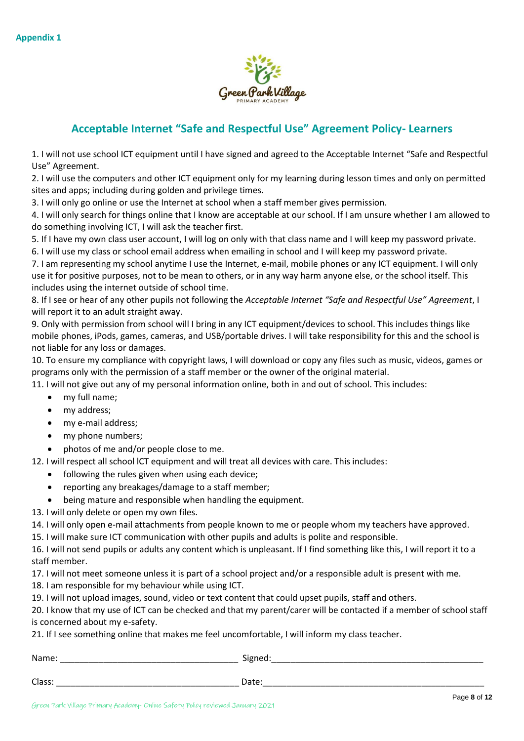**Appendix 1**

## Acceptable Internet "Safe and Respectful Use" Agreement Policy- Learners

1. I will not use school ICT equipment until I have signed and agreed to the Acceptable Internet "Safe and Respectful Use" Agreement.
2. I will use the computers and other ICT equipment only for my learning during lesson times and only on permitted sites and apps; including during golden and privilege times.
3. I will only go online or use the Internet at school when a staff member gives permission.
4. I will only search for things online that I know are acceptable at our school. If I am unsure whether I am allowed to do something involving ICT, I will ask the teacher first.
5. If I have my own class user account, I will log on only with that class name and I will keep my password private.
6. I will use my class or school email address when emailing in school and I will keep my password private.
7. I am representing my school anytime I use the Internet, e-mail, mobile phones or any ICT equipment. I will only use it for positive purposes, not to be mean to others, or in any way harm anyone else, or the school itself. This includes using the internet outside of school time.
8. If I see or hear of any other pupils not following the *Acceptable Internet "Safe and Respectful Use" Agreement*, I will report it to an adult straight away.
9. Only with permission from school will I bring in any ICT equipment/devices to school. This includes things like mobile phones, iPods, games, cameras, and USB/portable drives. I will take responsibility for this and the school is not liable for any loss or damages.
10. To ensure my compliance with copyright laws, I will download or copy any files such as music, videos, games or programs only with the permission of a staff member or the owner of the original material.
11. I will not give out any of my personal information online, both in and out of school. This includes:
    - my full name;
    - my address;
    - my e-mail address;
    - my phone numbers;
    - photos of me and/or people close to me.
12. I will respect all school ICT equipment and will treat all devices with care. This includes:
    - following the rules given when using each device;
    - reporting any breakages/damage to a staff member;
    - being mature and responsible when handling the equipment.
13. I will only delete or open my own files.
14. I will only open e-mail attachments from people known to me or people whom my teachers have approved.
15. I will make sure ICT communication with other pupils and adults is polite and responsible.
16. I will not send pupils or adults any content which is unpleasant. If I find something like this, I will report it to a staff member.
17. I will not meet someone unless it is part of a school project and/or a responsible adult is present with me.
18. I am responsible for my behaviour while using ICT.
19. I will not upload images, sound, video or text content that could upset pupils, staff and others.
20. I know that my use of ICT can be checked and that my parent/carer will be contacted if a member of school staff is concerned about my e-safety.
21. If I see something online that makes me feel uncomfortable, I will inform my class teacher.

Name: ____________________________________ Signed: ____________________________________________

Class: _____________________________________ Date: _____________________________________________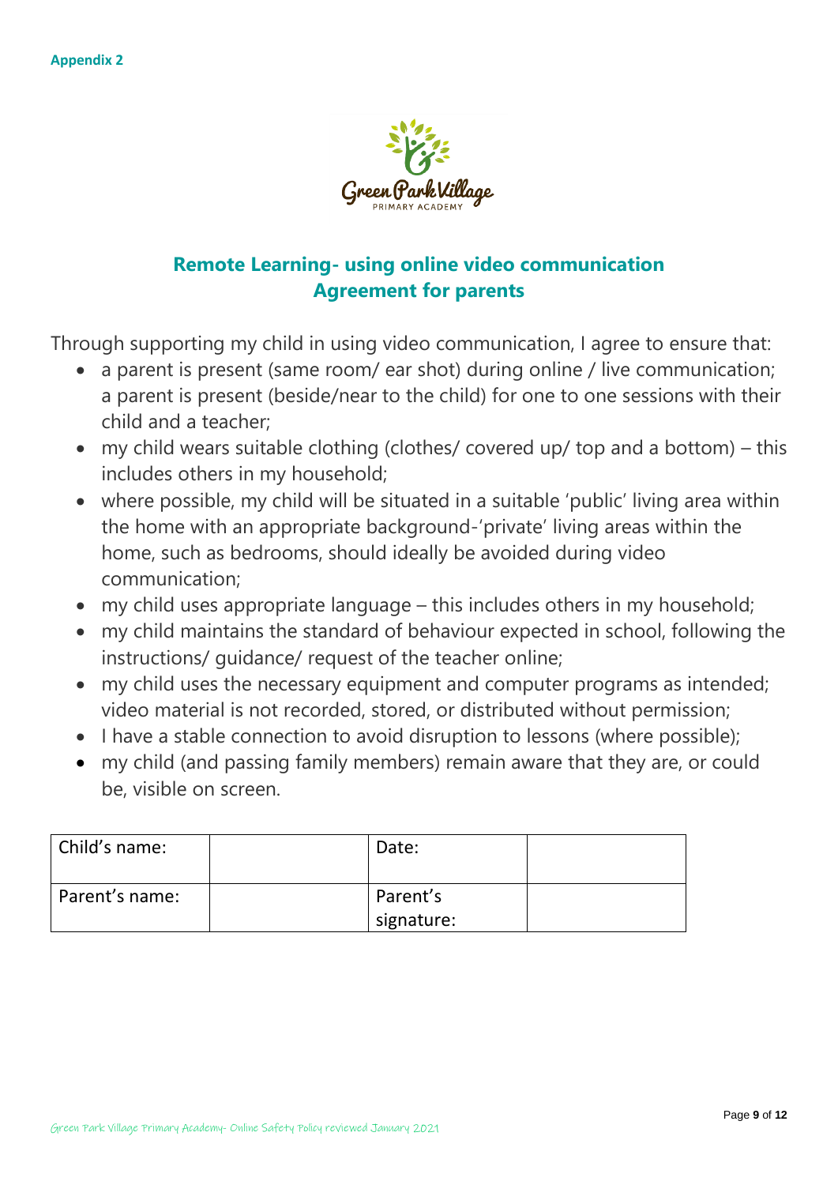**Appendix 2**

## Remote Learning- using online video communication
## Agreement for parents

Through supporting my child in using video communication, I agree to ensure that:

- a parent is present (same room/ ear shot) during online / live communication; a parent is present (beside/near to the child) for one to one sessions with their child and a teacher;
- my child wears suitable clothing (clothes/ covered up/ top and a bottom) – this includes others in my household;
- where possible, my child will be situated in a suitable 'public' living area within the home with an appropriate background-'private' living areas within the home, such as bedrooms, should ideally be avoided during video communication;
- my child uses appropriate language – this includes others in my household;
- my child maintains the standard of behaviour expected in school, following the instructions/ guidance/ request of the teacher online;
- my child uses the necessary equipment and computer programs as intended; video material is not recorded, stored, or distributed without permission;
- I have a stable connection to avoid disruption to lessons (where possible);
- my child (and passing family members) remain aware that they are, or could be, visible on screen.

| Child's name: | | Date: | |
|---|---|---|---|
| Parent's name: | | Parent's signature: | |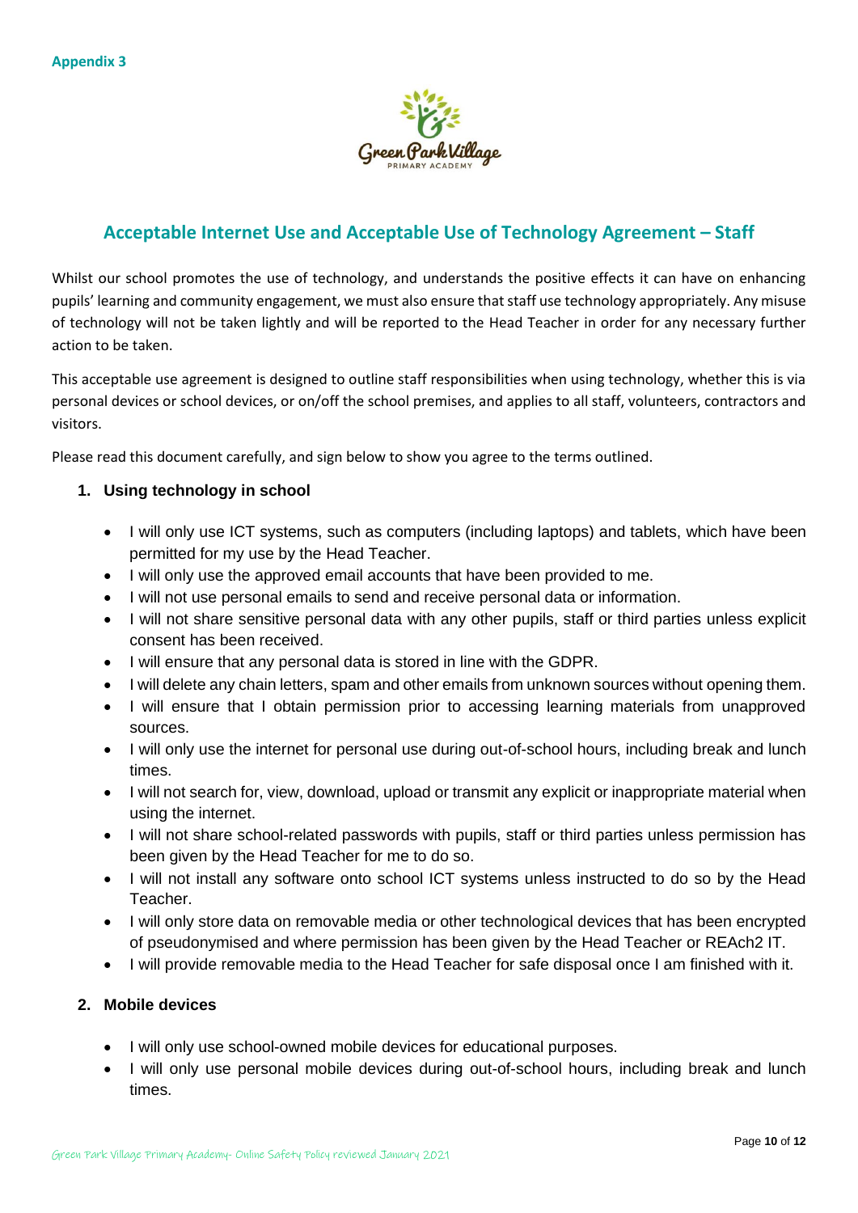**Appendix 3**

## Acceptable Internet Use and Acceptable Use of Technology Agreement – Staff

Whilst our school promotes the use of technology, and understands the positive effects it can have on enhancing pupils' learning and community engagement, we must also ensure that staff use technology appropriately. Any misuse of technology will not be taken lightly and will be reported to the Head Teacher in order for any necessary further action to be taken.

This acceptable use agreement is designed to outline staff responsibilities when using technology, whether this is via personal devices or school devices, or on/off the school premises, and applies to all staff, volunteers, contractors and visitors.

Please read this document carefully, and sign below to show you agree to the terms outlined.

### 1. Using technology in school

- I will only use ICT systems, such as computers (including laptops) and tablets, which have been permitted for my use by the Head Teacher.
- I will only use the approved email accounts that have been provided to me.
- I will not use personal emails to send and receive personal data or information.
- I will not share sensitive personal data with any other pupils, staff or third parties unless explicit consent has been received.
- I will ensure that any personal data is stored in line with the GDPR.
- I will delete any chain letters, spam and other emails from unknown sources without opening them.
- I will ensure that I obtain permission prior to accessing learning materials from unapproved sources.
- I will only use the internet for personal use during out-of-school hours, including break and lunch times.
- I will not search for, view, download, upload or transmit any explicit or inappropriate material when using the internet.
- I will not share school-related passwords with pupils, staff or third parties unless permission has been given by the Head Teacher for me to do so.
- I will not install any software onto school ICT systems unless instructed to do so by the Head Teacher.
- I will only store data on removable media or other technological devices that has been encrypted of pseudonymised and where permission has been given by the Head Teacher or REAch2 IT.
- I will provide removable media to the Head Teacher for safe disposal once I am finished with it.

### 2. Mobile devices

- I will only use school-owned mobile devices for educational purposes.
- I will only use personal mobile devices during out-of-school hours, including break and lunch times.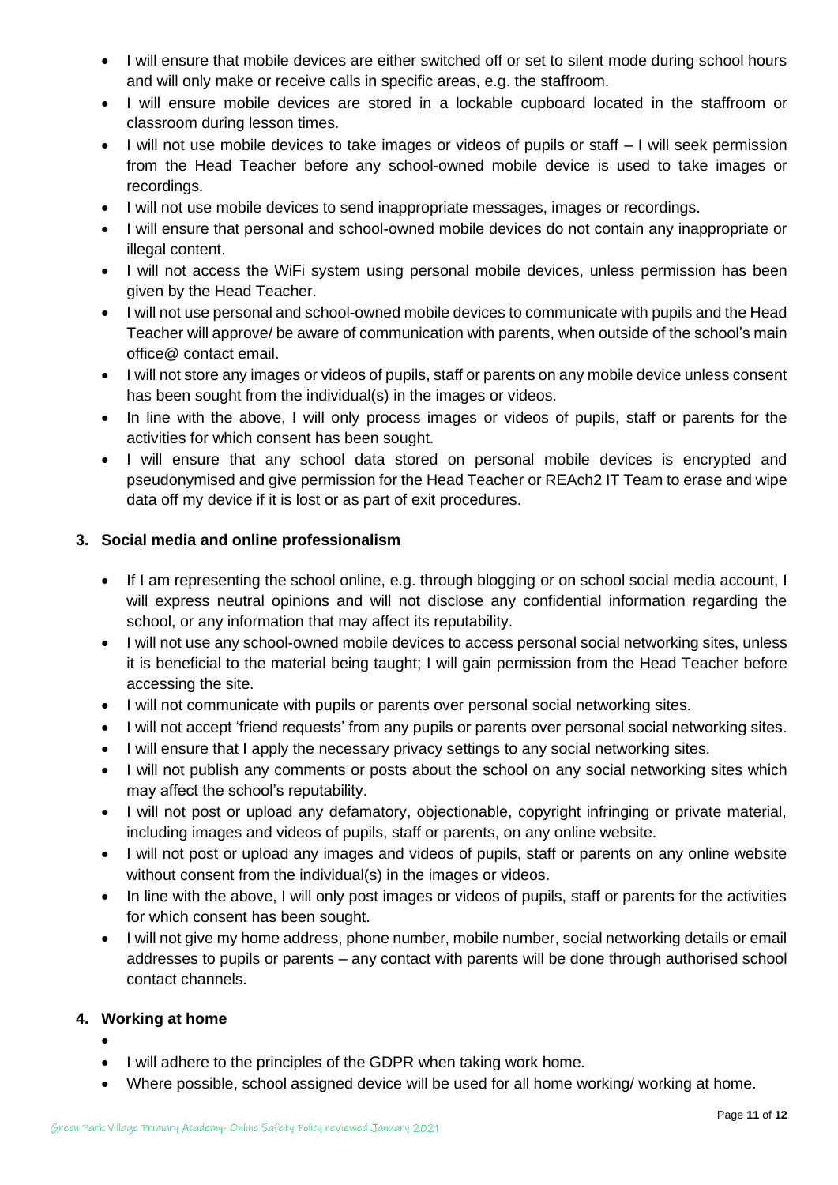- I will ensure that mobile devices are either switched off or set to silent mode during school hours and will only make or receive calls in specific areas, e.g. the staffroom.
- I will ensure mobile devices are stored in a lockable cupboard located in the staffroom or classroom during lesson times.
- I will not use mobile devices to take images or videos of pupils or staff – I will seek permission from the Head Teacher before any school-owned mobile device is used to take images or recordings.
- I will not use mobile devices to send inappropriate messages, images or recordings.
- I will ensure that personal and school-owned mobile devices do not contain any inappropriate or illegal content.
- I will not access the WiFi system using personal mobile devices, unless permission has been given by the Head Teacher.
- I will not use personal and school-owned mobile devices to communicate with pupils and the Head Teacher will approve/ be aware of communication with parents, when outside of the school's main office@ contact email.
- I will not store any images or videos of pupils, staff or parents on any mobile device unless consent has been sought from the individual(s) in the images or videos.
- In line with the above, I will only process images or videos of pupils, staff or parents for the activities for which consent has been sought.
- I will ensure that any school data stored on personal mobile devices is encrypted and pseudonymised and give permission for the Head Teacher or REAch2 IT Team to erase and wipe data off my device if it is lost or as part of exit procedures.

## 3. Social media and online professionalism

- If I am representing the school online, e.g. through blogging or on school social media account, I will express neutral opinions and will not disclose any confidential information regarding the school, or any information that may affect its reputability.
- I will not use any school-owned mobile devices to access personal social networking sites, unless it is beneficial to the material being taught; I will gain permission from the Head Teacher before accessing the site.
- I will not communicate with pupils or parents over personal social networking sites.
- I will not accept 'friend requests' from any pupils or parents over personal social networking sites.
- I will ensure that I apply the necessary privacy settings to any social networking sites.
- I will not publish any comments or posts about the school on any social networking sites which may affect the school's reputability.
- I will not post or upload any defamatory, objectionable, copyright infringing or private material, including images and videos of pupils, staff or parents, on any online website.
- I will not post or upload any images and videos of pupils, staff or parents on any online website without consent from the individual(s) in the images or videos.
- In line with the above, I will only post images or videos of pupils, staff or parents for the activities for which consent has been sought.
- I will not give my home address, phone number, mobile number, social networking details or email addresses to pupils or parents – any contact with parents will be done through authorised school contact channels.

## 4. Working at home

- I will adhere to the principles of the GDPR when taking work home.
- Where possible, school assigned device will be used for all home working/ working at home.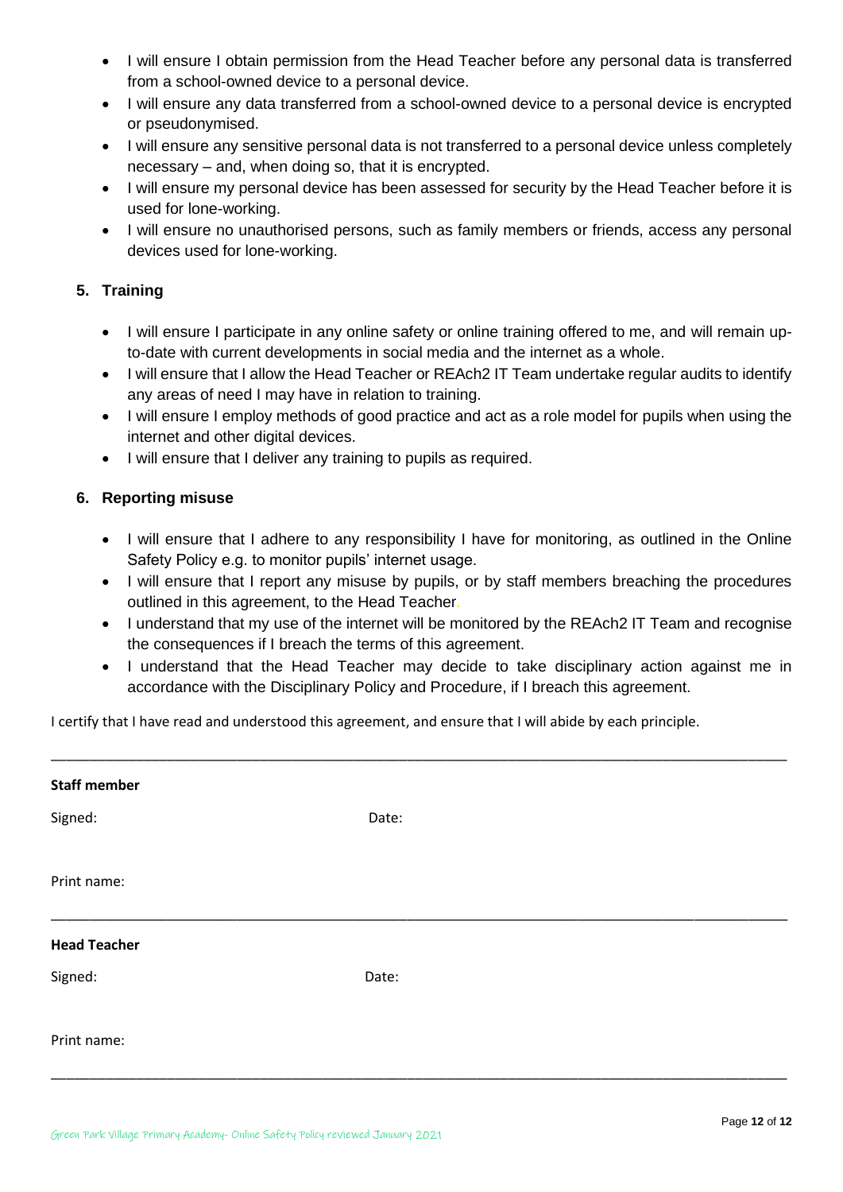- I will ensure I obtain permission from the Head Teacher before any personal data is transferred from a school-owned device to a personal device.
- I will ensure any data transferred from a school-owned device to a personal device is encrypted or pseudonymised.
- I will ensure any sensitive personal data is not transferred to a personal device unless completely necessary – and, when doing so, that it is encrypted.
- I will ensure my personal device has been assessed for security by the Head Teacher before it is used for lone-working.
- I will ensure no unauthorised persons, such as family members or friends, access any personal devices used for lone-working.

## 5. Training

- I will ensure I participate in any online safety or online training offered to me, and will remain up-to-date with current developments in social media and the internet as a whole.
- I will ensure that I allow the Head Teacher or REAch2 IT Team undertake regular audits to identify any areas of need I may have in relation to training.
- I will ensure I employ methods of good practice and act as a role model for pupils when using the internet and other digital devices.
- I will ensure that I deliver any training to pupils as required.

## 6. Reporting misuse

- I will ensure that I adhere to any responsibility I have for monitoring, as outlined in the Online Safety Policy e.g. to monitor pupils' internet usage.
- I will ensure that I report any misuse by pupils, or by staff members breaching the procedures outlined in this agreement, to the Head Teacher.
- I understand that my use of the internet will be monitored by the REAch2 IT Team and recognise the consequences if I breach the terms of this agreement.
- I understand that the Head Teacher may decide to take disciplinary action against me in accordance with the Disciplinary Policy and Procedure, if I breach this agreement.

I certify that I have read and understood this agreement, and ensure that I will abide by each principle.

---

**Staff member**

Signed: Date:

Print name:

---

**Head Teacher**

Signed: Date:

Print name:

---